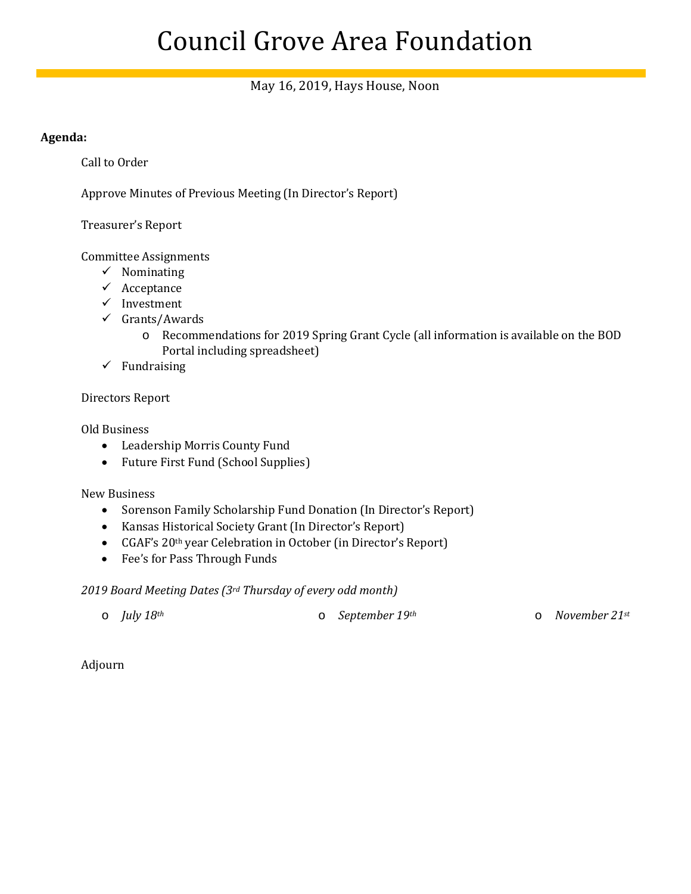# Council Grove Area Foundation

May 16, 2019, Hays House, Noon

**Agenda:**

Call to Order

Approve Minutes of Previous Meeting (In Director's Report)

Treasurer's Report

Committee Assignments

- ✓ Nominating
- ✓ Acceptance
- ✓ Investment
- ✓ Grants/Awards
  - o Recommendations for 2019 Spring Grant Cycle (all information is available on the BOD Portal including spreadsheet)
- ✓ Fundraising

Directors Report

Old Business

- Leadership Morris County Fund
- Future First Fund (School Supplies)

New Business

- Sorenson Family Scholarship Fund Donation (In Director's Report)
- Kansas Historical Society Grant (In Director's Report)
- CGAF's 20th year Celebration in October (in Director's Report)
- Fee's for Pass Through Funds

*2019 Board Meeting Dates (3rd Thursday of every odd month)*

- o *July 18th*
- o *September 19th*
- o *November 21st*

Adjourn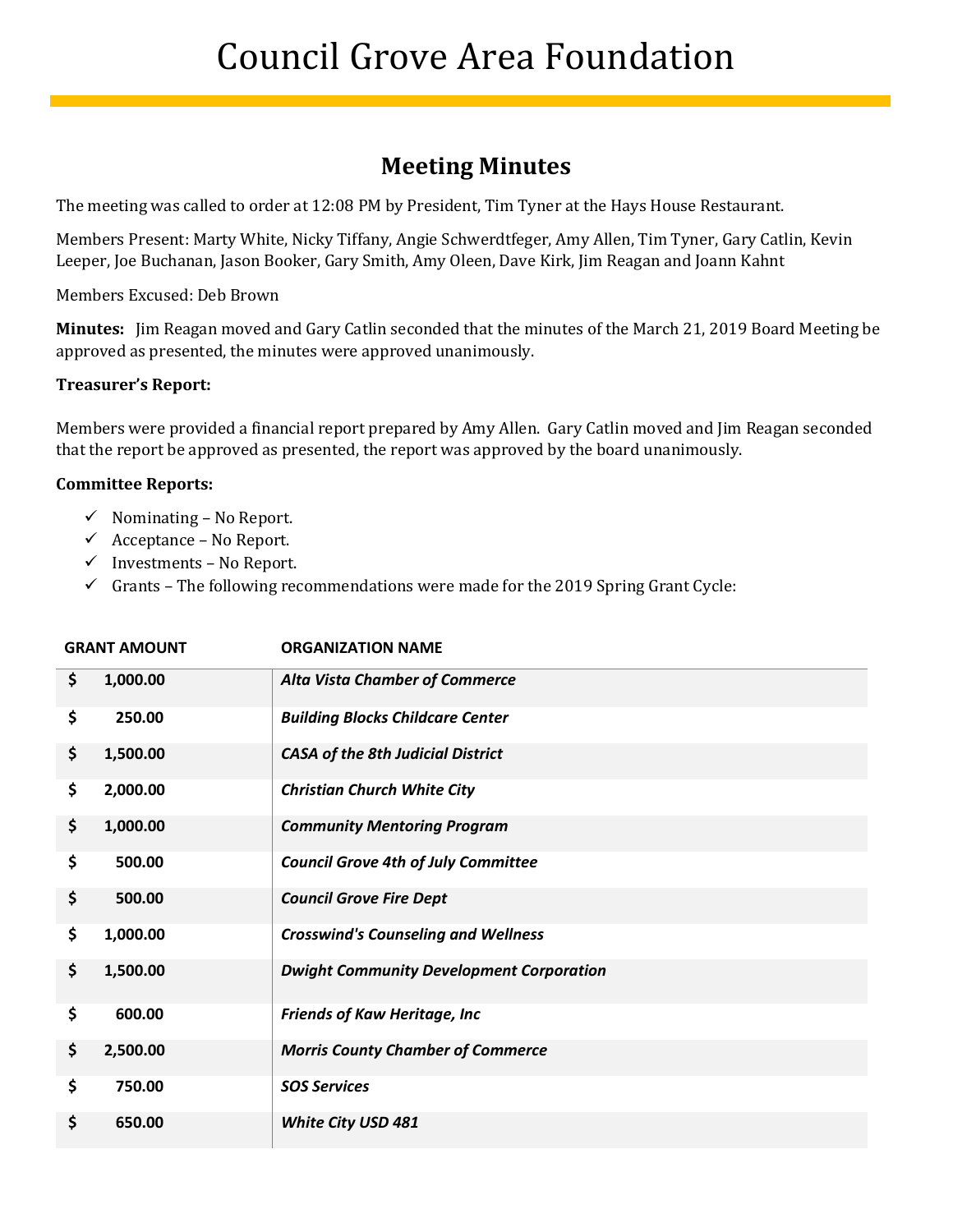# Council Grove Area Foundation

## Meeting Minutes

The meeting was called to order at 12:08 PM by President, Tim Tyner at the Hays House Restaurant.

Members Present: Marty White, Nicky Tiffany, Angie Schwerdtfeger, Amy Allen, Tim Tyner, Gary Catlin, Kevin Leeper, Joe Buchanan, Jason Booker, Gary Smith, Amy Oleen, Dave Kirk, Jim Reagan and Joann Kahnt

Members Excused: Deb Brown

**Minutes:** Jim Reagan moved and Gary Catlin seconded that the minutes of the March 21, 2019 Board Meeting be approved as presented, the minutes were approved unanimously.

**Treasurer's Report:**

Members were provided a financial report prepared by Amy Allen. Gary Catlin moved and Jim Reagan seconded that the report be approved as presented, the report was approved by the board unanimously.

**Committee Reports:**

- ✓ Nominating – No Report.
- ✓ Acceptance – No Report.
- ✓ Investments – No Report.
- ✓ Grants – The following recommendations were made for the 2019 Spring Grant Cycle:

| GRANT AMOUNT | ORGANIZATION NAME |
|---|---|
| $ 1,000.00 | ***Alta Vista Chamber of Commerce*** |
| $ 250.00 | ***Building Blocks Childcare Center*** |
| $ 1,500.00 | ***CASA of the 8th Judicial District*** |
| $ 2,000.00 | ***Christian Church White City*** |
| $ 1,000.00 | ***Community Mentoring Program*** |
| $ 500.00 | ***Council Grove 4th of July Committee*** |
| $ 500.00 | ***Council Grove Fire Dept*** |
| $ 1,000.00 | ***Crosswind's Counseling and Wellness*** |
| $ 1,500.00 | ***Dwight Community Development Corporation*** |
| $ 600.00 | ***Friends of Kaw Heritage, Inc*** |
| $ 2,500.00 | ***Morris County Chamber of Commerce*** |
| $ 750.00 | ***SOS Services*** |
| $ 650.00 | ***White City USD 481*** |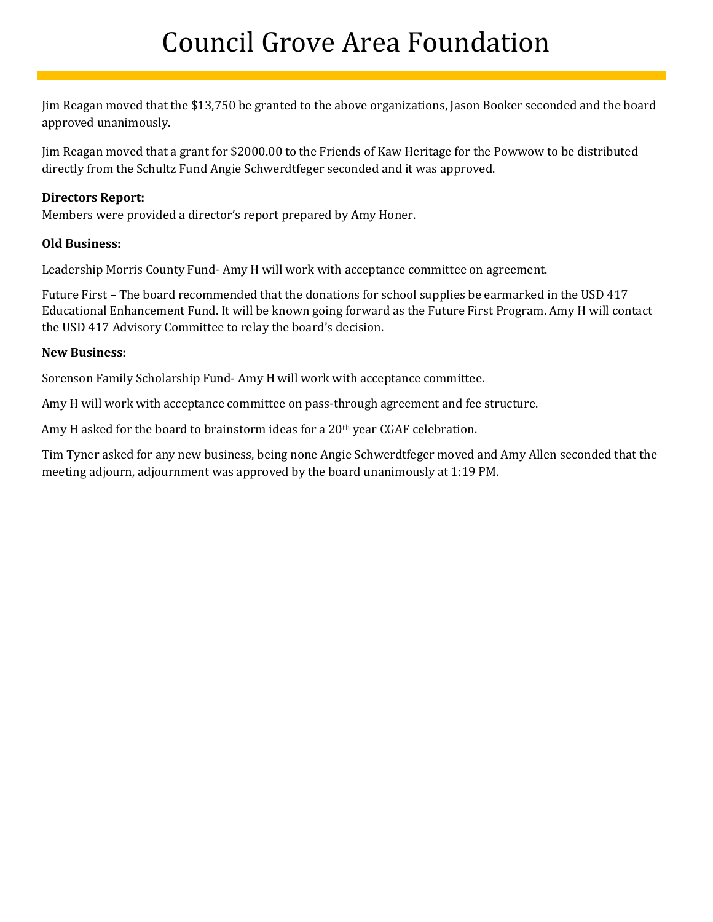# Council Grove Area Foundation

Jim Reagan moved that the $13,750 be granted to the above organizations, Jason Booker seconded and the board approved unanimously.

Jim Reagan moved that a grant for $2000.00 to the Friends of Kaw Heritage for the Powwow to be distributed directly from the Schultz Fund Angie Schwerdtfeger seconded and it was approved.

**Directors Report:**
Members were provided a director's report prepared by Amy Honer.

**Old Business:**

Leadership Morris County Fund- Amy H will work with acceptance committee on agreement.

Future First – The board recommended that the donations for school supplies be earmarked in the USD 417 Educational Enhancement Fund. It will be known going forward as the Future First Program. Amy H will contact the USD 417 Advisory Committee to relay the board's decision.

**New Business:**

Sorenson Family Scholarship Fund- Amy H will work with acceptance committee.

Amy H will work with acceptance committee on pass-through agreement and fee structure.

Amy H asked for the board to brainstorm ideas for a 20th year CGAF celebration.

Tim Tyner asked for any new business, being none Angie Schwerdtfeger moved and Amy Allen seconded that the meeting adjourn, adjournment was approved by the board unanimously at 1:19 PM.